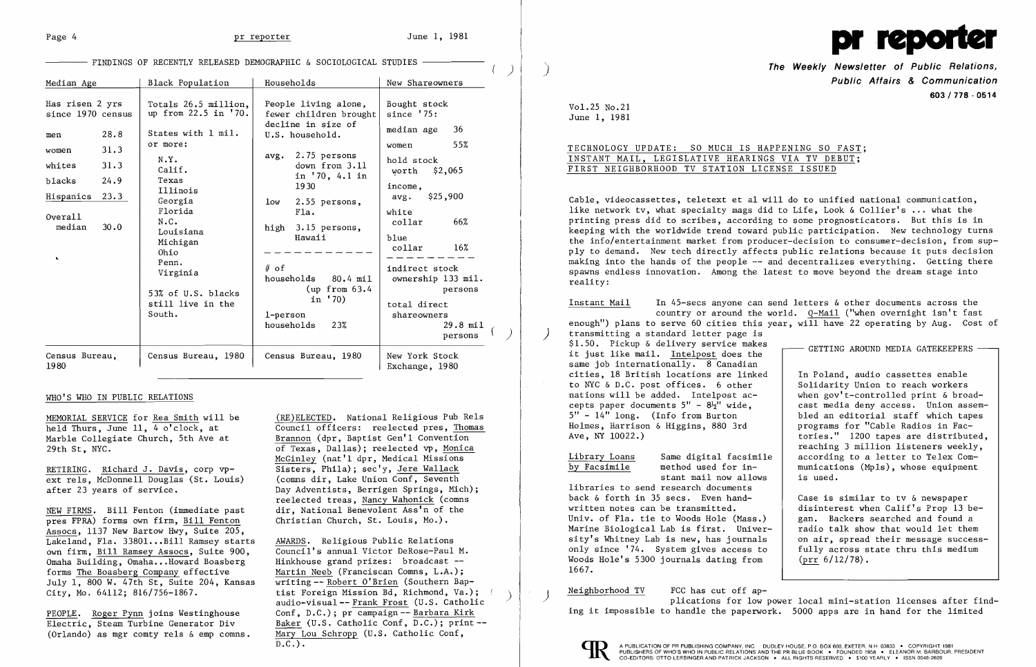## FINDINGS OF RECENTLY RELEASED DEMOGRAPHIC & SOCIOLOGICAL STUDIES

| Median Age | Black Population | Households | New Shareowners |
|---|---|---|---|
| Has risen 2 yrs since 1970 census<br><br>men 28.8<br>women 31.3<br>whites 31.3<br>blacks 24.9<br>Hispanics 23.3<br><br>Overall median 30.0 | Totals 26.5 million, up from 22.5 in '70.<br><br>States with 1 mil. or more:<br>N.Y.<br>Calif.<br>Texas<br>Illinois<br>Georgia<br>Florida<br>N.C.<br>Louisiana<br>Michigan<br>Ohio<br>Penn.<br>Virginia<br><br>53% of U.S. blacks still live in the South. | People living alone, fewer children brought decline in size of U.S. household.<br><br>avg. 2.75 persons down from 3.11 in '70, 4.1 in 1930<br>low 2.55 persons, Fla.<br>high 3.15 persons, Hawaii<br><br># of households 80.4 mil (up from 63.4 in '70)<br>1-person households 23% | Bought stock since '75:<br>median age 36<br>women 55%<br>hold stock worth $2,065<br>income, avg. $25,900<br>white collar 66%<br>blue collar 16%<br><br>indirect stock ownership 133 mil. persons<br>total direct shareowners 29.8 mil persons |
| Census Bureau, 1980 | Census Bureau, 1980 | Census Bureau, 1980 | New York Stock Exchange, 1980 |

## WHO'S WHO IN PUBLIC RELATIONS

MEMORIAL SERVICE for Rea Smith will be held Thurs, June 11, 4 o'clock, at Marble Collegiate Church, 5th Ave at 29th St, NYC.

RETIRING. Richard J. Davis, corp vp-ext rels, McDonnell Douglas (St. Louis) after 23 years of service.

NEW FIRMS. Bill Fenton (immediate past pres FPRA) forms own firm, Bill Fenton Assocs, 1137 New Bartow Hwy, Suite 205, Lakeland, Fla. 33801...Bill Ramsey starts own firm, Bill Ramsey Assocs, Suite 900, Omaha Building, Omaha...Howard Boasberg forms The Boasberg Company effective July 1, 800 W. 47th St, Suite 204, Kansas City, Mo. 64112; 816/756-1867.

PEOPLE. Roger Pynn joins Westinghouse Electric, Steam Turbine Generator Div (Orlando) as mgr comty rels & emp comns.

(RE)ELECTED. National Religious Pub Rels Council officers: reelected pres, Thomas Brannon (dpr, Baptist Gen'l Convention of Texas, Dallas); reelected vp, Monica McGinley (nat'l dpr, Medical Missions Sisters, Phila); sec'y, Jere Wallack (comns dir, Lake Union Conf, Seventh Day Adventists, Berrigen Springs, Mich); reelected treas, Nancy Wahonick (comns dir, National Benevolent Ass'n of the Christian Church, St. Louis, Mo.).

AWARDS. Religious Public Relations Council's annual Victor DeRose-Paul M. Hinkhouse grand prizes: broadcast -- Martin Neeb (Franciscan Comns, L.A.); writing -- Robert O'Brien (Southern Baptist Foreign Mission Bd, Richmond, Va.); audio-visual -- Frank Frost (U.S. Catholic Conf, D.C.); pr campaign -- Barbara Kirk Baker (U.S. Catholic Conf, D.C.); print -- Mary Lou Schropp (U.S. Catholic Conf, D.C.).

# pr reporter

**The Weekly Newsletter of Public Relations, Public Affairs & Communication**
603/778-0514

Vol.25 No.21
June 1, 1981

## TECHNOLOGY UPDATE: SO MUCH IS HAPPENING SO FAST; INSTANT MAIL, LEGISLATIVE HEARINGS VIA TV DEBUT; FIRST NEIGHBORHOOD TV STATION LICENSE ISSUED

Cable, videocassettes, teletext et al will do to unified national communication, like network tv, what specialty mags did to Life, Look & Collier's ... what the printing press did to scribes, according to some prognosticators. But this is in keeping with the worldwide trend toward public participation. New technology turns the info/entertainment market from producer-decision to consumer-decision, from supply to demand. New tech directly affects public relations because it puts decision making into the hands of the people -- and decentralizes everything. Getting there spawns endless innovation. Among the latest to move beyond the dream stage into reality:

Instant Mail — In 45-secs anyone can send letters & other documents across the country or around the world. Q-Mail ("when overnight isn't fast enough") plans to serve 60 cities this year, will have 22 operating by Aug. Cost of transmitting a standard letter page is $1.50. Pickup & delivery service makes it just like mail. Intelpost does the same job internationally. 8 Canadian cities, 18 British locations are linked to NYC & D.C. post offices. 6 other nations will be added. Intelpost accepts paper documents 5" - 8½" wide, 5" - 14" long. (Info from Burton Holmes, Harrison & Higgins, 880 3rd Ave, NY 10022.)

Library Loans by Facsimile — Same digital facsimile method used for instant mail now allows libraries to send research documents back & forth in 35 secs. Even handwritten notes can be transmitted. Univ. of Fla. tie to Woods Hole (Mass.) Marine Biological Lab is first. University's Whitney Lab is new, has journals only since '74. System gives access to Woods Hole's 5300 journals dating from 1667.

Neighborhood TV — FCC has cut off applications for low power local mini-station licenses after finding it impossible to handle the paperwork. 5000 apps are in hand for the limited

> **GETTING AROUND MEDIA GATEKEEPERS**
>
> In Poland, audio cassettes enable Solidarity Union to reach workers when gov't-controlled print & broadcast media deny access. Union assembled an editorial staff which tapes programs for "Cable Radios in Factories." 1200 tapes are distributed, reaching 3 million listeners weekly, according to a letter to Telex Communications (Mpls), whose equipment is used.
>
> Case is similar to tv & newspaper disinterest when Calif's Prop 13 began. Backers searched and found a radio talk show that would let them on air, spread their message successfully across state thru this medium (prr 6/12/78).

A PUBLICATION OF PR PUBLISHING COMPANY, INC. DUDLEY HOUSE, P.O. BOX 600, EXETER, N.H. 03833 • COPYRIGHT 1981 PUBLISHERS OF WHO'S WHO IN PUBLIC RELATIONS AND THE PR BLUE BOOK • FOUNDED 1958 • ELEANOR M. BARBOUR, PRESIDENT CO-EDITORS: OTTO LERBINGER AND PATRICK JACKSON • ALL RIGHTS RESERVED • $100 YEARLY • ISSN 0048-2609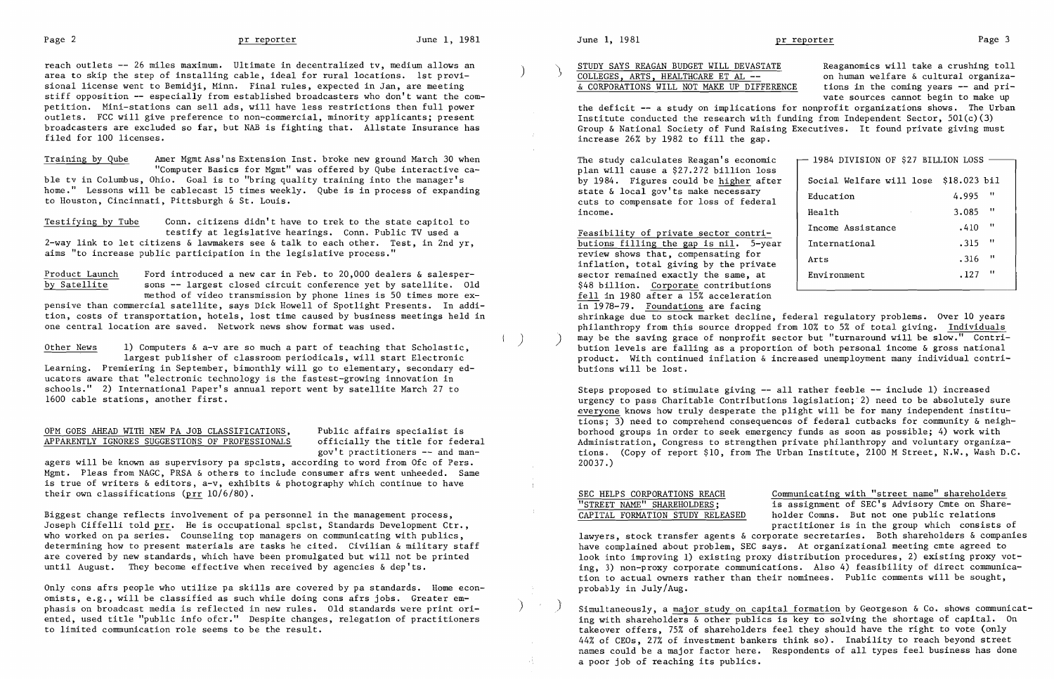reach outlets -- 26 miles maximum. Ultimate in decentralized tv, medium allows an area to skip the step of installing cable, ideal for rural locations. 1st provisional license went to Bemidji, Minn. Final rules, expected in Jan, are meeting stiff opposition -- especially from established broadcasters who don't want the competition. Mini-stations can sell ads, will have less restrictions then full power outlets. FCC will give preference to non-commercial, minority applicants; present broadcasters are excluded so far, but NAB is fighting that. Allstate Insurance has filed for 100 licenses.

Training by Qube — Amer Mgmt Ass'ns Extension Inst. broke new ground March 30 when "Computer Basics for Mgmt" was offered by Qube interactive cable tv in Columbus, Ohio. Goal is to "bring quality training into the manager's home." Lessons will be cablecast 15 times weekly. Qube is in process of expanding to Houston, Cincinnati, Pittsburgh & St. Louis.

Testifying by Tube — Conn. citizens didn't have to trek to the state capitol to testify at legislative hearings. Conn. Public TV used a 2-way link to let citizens & lawmakers see & talk to each other. Test, in 2nd yr, aims "to increase public participation in the legislative process."

Product Launch by Satellite — Ford introduced a new car in Feb. to 20,000 dealers & salespersons -- largest closed circuit conference yet by satellite. Old method of video transmission by phone lines is 50 times more expensive than commercial satellite, says Dick Howell of Spotlight Presents. In addition, costs of transportation, hotels, lost time caused by business meetings held in one central location are saved. Network news show format was used.

Other News — 1) Computers & a-v are so much a part of teaching that Scholastic, largest publisher of classroom periodicals, will start Electronic Learning. Premiering in September, bimonthly will go to elementary, secondary educators aware that "electronic technology is the fastest-growing innovation in schools." 2) International Paper's annual report went by satellite March 27 to 1600 cable stations, another first.

## OPM GOES AHEAD WITH NEW PA JOB CLASSIFICATIONS, APPARENTLY IGNORES SUGGESTIONS OF PROFESSIONALS

Public affairs specialist is officially the title for federal gov't practitioners -- and managers will be known as supervisory pa spclsts, according to word from Ofc of Pers. Mgmt. Pleas from NAGC, PRSA & others to include consumer afrs went unheeded. Same is true of writers & editors, a-v, exhibits & photography which continue to have their own classifications (prr 10/6/80).

Biggest change reflects involvement of pa personnel in the management process, Joseph Ciffelli told prr. He is occupational spclst, Standards Development Ctr., who worked on pa series. Counseling top managers on communicating with publics, determining how to present materials are tasks he cited. Civilian & military staff are covered by new standards, which have been promulgated but will not be printed until August. They become effective when received by agencies & dep'ts.

Only cons afrs people who utilize pa skills are covered by pa standards. Home economists, e.g., will be classified as such while doing cons afrs jobs. Greater emphasis on broadcast media is reflected in new rules. Old standards were print oriented, used title "public info ofcr." Despite changes, relegation of practitioners to limited communication role seems to be the result.

## STUDY SAYS REAGAN BUDGET WILL DEVASTATE COLLEGES, ARTS, HEALTHCARE ET AL -- & CORPORATIONS WILL NOT MAKE UP DIFFERENCE

Reaganomics will take a crushing toll on human welfare & cultural organizations in the coming years -- and private sources cannot begin to make up the deficit -- a study on implications for nonprofit organizations shows. The Urban Institute conducted the research with funding from Independent Sector, 501(c)(3) Group & National Society of Fund Raising Executives. It found private giving must increase 26% by 1982 to fill the gap.

The study calculates Reagan's economic plan will cause a $27.272 billion loss by 1984. Figures could be higher after state & local gov'ts make necessary cuts to compensate for loss of federal income.

| 1984 DIVISION OF $27 BILLION LOSS | |
|---|---|
| Social Welfare will lose | $18.023 bil |
| Education | 4.995 " |
| Health | 3.085 " |
| Income Assistance | .410 " |
| International | .315 " |
| Arts | .316 " |
| Environment | .127 " |

Feasibility of private sector contributions filling the gap is nil. 5-year review shows that, compensating for inflation, total giving by the private sector remained exactly the same, at $48 billion. Corporate contributions fell in 1980 after a 15% acceleration in 1978-79. Foundations are facing shrinkage due to stock market decline, federal regulatory problems. Over 10 years philanthropy from this source dropped from 10% to 5% of total giving. Individuals may be the saving grace of nonprofit sector but "turnaround will be slow." Contribution levels are falling as a proportion of both personal income & gross national product. With continued inflation & increased unemployment many individual contributions will be lost.

Steps proposed to stimulate giving -- all rather feeble -- include 1) increased urgency to pass Charitable Contributions legislation; 2) need to be absolutely sure everyone knows how truly desperate the plight will be for many independent institutions; 3) need to comprehend consequences of federal cutbacks for community & neighborhood groups in order to seek emergency funds as soon as possible; 4) work with Administration, Congress to strengthen private philanthropy and voluntary organizations. (Copy of report $10, from The Urban Institute, 2100 M Street, N.W., Wash D.C. 20037.)

## SEC HELPS CORPORATIONS REACH "STREET NAME" SHAREHOLDERS; CAPITAL FORMATION STUDY RELEASED

Communicating with "street name" shareholders is assignment of SEC's Advisory Cmte on Shareholder Comns. But not one public relations practitioner is in the group which consists of lawyers, stock transfer agents & corporate secretaries. Both shareholders & companies have complained about problem, SEC says. At organizational meeting cmte agreed to look into improving 1) existing proxy distribution procedures, 2) existing proxy voting, 3) non-proxy corporate communications. Also 4) feasibility of direct communication to actual owners rather than their nominees. Public comments will be sought, probably in July/Aug.

Simultaneously, a major study on capital formation by Georgeson & Co. shows communicating with shareholders & other publics is key to solving the shortage of capital. On takeover offers, 75% of shareholders feel they should have the right to vote (only 44% of CEOs, 27% of investment bankers think so). Inability to reach beyond street names could be a major factor here. Respondents of all types feel business has done a poor job of reaching its publics.